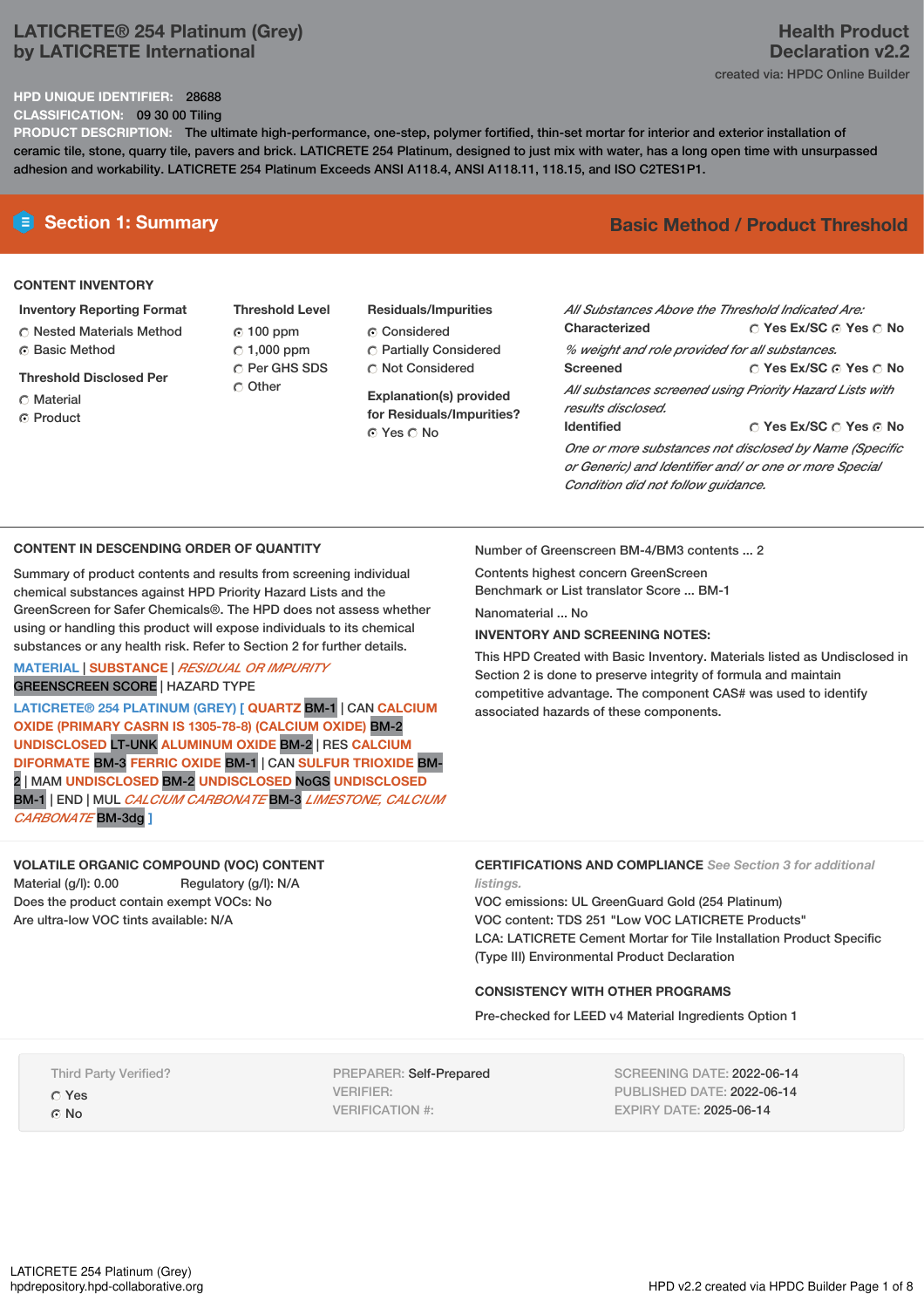# LATICRETE® 254 Platinum (Grey) by LATICRETE International

**Health Product Declaration v2.2**

created via: HPDC Online Builder

**HPD UNIQUE IDENTIFIER:** 28688

**CLASSIFICATION:** 09 30 00 Tiling

**PRODUCT DESCRIPTION:** The ultimate high-performance, one-step, polymer fortified, thin-set mortar for interior and exterior installation of ceramic tile, stone, quarry tile, pavers and brick. LATICRETE 254 Platinum, designed to just mix with water, has a long open time with unsurpassed adhesion and workability. LATICRETE 254 Platinum Exceeds ANSI A118.4, ANSI A118.11, 118.15, and ISO C2TES1P1.

## Section 1: Summary

**Basic Method / Product Threshold**

### CONTENT INVENTORY

**Inventory Reporting Format**
- ○ Nested Materials Method
- ⦿ Basic Method

**Threshold Disclosed Per**
- ○ Material
- ⦿ Product

**Threshold Level**
- ⦿ 100 ppm
- ○ 1,000 ppm
- ○ Per GHS SDS
- ○ Other

**Residuals/Impurities**
- ⦿ Considered
- ○ Partially Considered
- ○ Not Considered

**Explanation(s) provided for Residuals/Impurities?**
⦿ Yes ○ No

*All Substances Above the Threshold Indicated Are:*

**Characterized** ○ Yes Ex/SC ⦿ Yes ○ No
*% weight and role provided for all substances.*

**Screened** ○ Yes Ex/SC ⦿ Yes ○ No
*All substances screened using Priority Hazard Lists with results disclosed.*

**Identified** ○ Yes Ex/SC ○ Yes ⦿ No
*One or more substances not disclosed by Name (Specific or Generic) and Identifier and/ or one or more Special Condition did not follow guidance.*

### CONTENT IN DESCENDING ORDER OF QUANTITY

Summary of product contents and results from screening individual chemical substances against HPD Priority Hazard Lists and the GreenScreen for Safer Chemicals®. The HPD does not assess whether using or handling this product will expose individuals to its chemical substances or any health risk. Refer to Section 2 for further details.

MATERIAL | SUBSTANCE | *RESIDUAL OR IMPURITY*
GREENSCREEN SCORE | HAZARD TYPE

LATICRETE® 254 PLATINUM (GREY) [ QUARTZ BM-1 | CAN CALCIUM OXIDE (PRIMARY CASRN IS 1305-78-8) (CALCIUM OXIDE) BM-2 UNDISCLOSED LT-UNK ALUMINUM OXIDE BM-2 | RES CALCIUM DIFORMATE BM-3 FERRIC OXIDE BM-1 | CAN SULFUR TRIOXIDE BM-2 | MAM UNDISCLOSED BM-2 UNDISCLOSED NoGS UNDISCLOSED BM-1 | END | MUL *CALCIUM CARBONATE* BM-3 *LIMESTONE, CALCIUM CARBONATE* BM-3dg ]

Number of Greenscreen BM-4/BM3 contents ... 2

Contents highest concern GreenScreen Benchmark or List translator Score ... BM-1

Nanomaterial ... No

**INVENTORY AND SCREENING NOTES:**

This HPD Created with Basic Inventory. Materials listed as Undisclosed in Section 2 is done to preserve integrity of formula and maintain competitive advantage. The component CAS# was used to identify associated hazards of these components.

### VOLATILE ORGANIC COMPOUND (VOC) CONTENT

Material (g/l): 0.00 Regulatory (g/l): N/A

Does the product contain exempt VOCs: No

Are ultra-low VOC tints available: N/A

### CERTIFICATIONS AND COMPLIANCE

*See Section 3 for additional listings.*

VOC emissions: UL GreenGuard Gold (254 Platinum)

VOC content: TDS 251 "Low VOC LATICRETE Products"

LCA: LATICRETE Cement Mortar for Tile Installation Product Specific (Type III) Environmental Product Declaration

### CONSISTENCY WITH OTHER PROGRAMS

Pre-checked for LEED v4 Material Ingredients Option 1

Third Party Verified?
- ○ Yes
- ⦿ No

PREPARER: Self-Prepared
VERIFIER:
VERIFICATION #:

SCREENING DATE: 2022-06-14
PUBLISHED DATE: 2022-06-14
EXPIRY DATE: 2025-06-14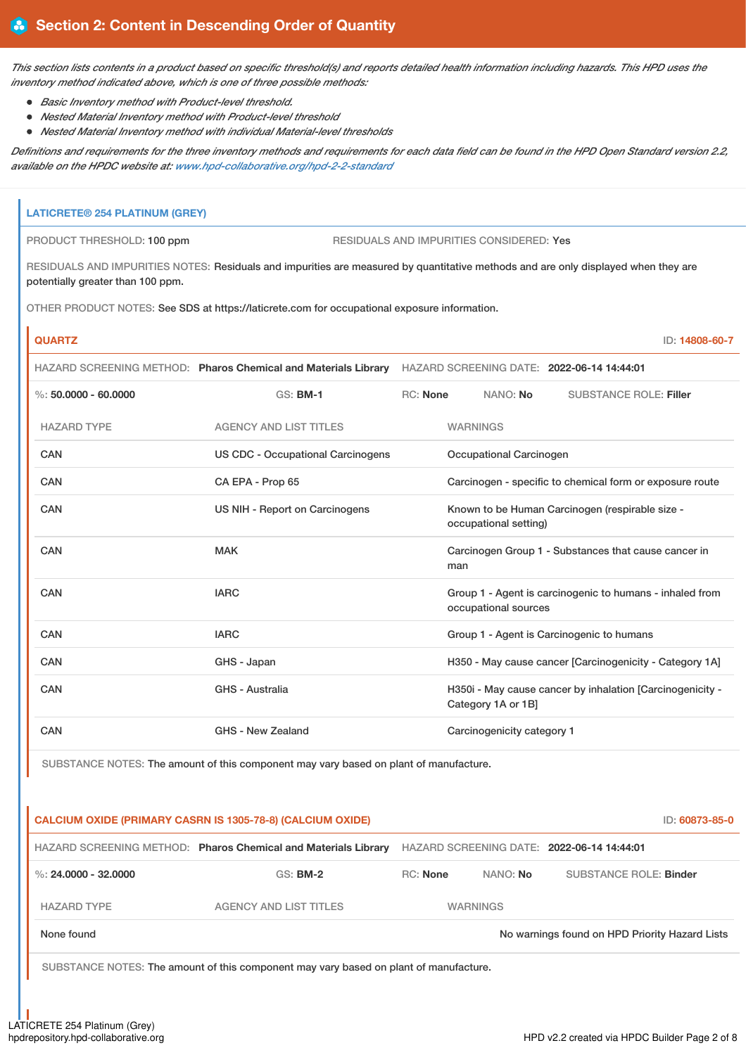## Section 2: Content in Descending Order of Quantity

*This section lists contents in a product based on specific threshold(s) and reports detailed health information including hazards. This HPD uses the inventory method indicated above, which is one of three possible methods:*

- *Basic Inventory method with Product-level threshold.*
- *Nested Material Inventory method with Product-level threshold*
- *Nested Material Inventory method with individual Material-level thresholds*

*Definitions and requirements for the three inventory methods and requirements for each data field can be found in the HPD Open Standard version 2.2, available on the HPDC website at: www.hpd-collaborative.org/hpd-2-2-standard*

### LATICRETE® 254 PLATINUM (GREY)

PRODUCT THRESHOLD: 100 ppm

RESIDUALS AND IMPURITIES CONSIDERED: Yes

RESIDUALS AND IMPURITIES NOTES: Residuals and impurities are measured by quantitative methods and are only displayed when they are potentially greater than 100 ppm.

OTHER PRODUCT NOTES: See SDS at https://laticrete.com for occupational exposure information.

#### QUARTZ

ID: 14808-60-7

HAZARD SCREENING METHOD: **Pharos Chemical and Materials Library** HAZARD SCREENING DATE: **2022-06-14 14:44:01**

%: **50.0000 - 60.0000** GS: **BM-1** RC: **None** NANO: **No** SUBSTANCE ROLE: **Filler**

| HAZARD TYPE | AGENCY AND LIST TITLES | WARNINGS |
|---|---|---|
| CAN | US CDC - Occupational Carcinogens | Occupational Carcinogen |
| CAN | CA EPA - Prop 65 | Carcinogen - specific to chemical form or exposure route |
| CAN | US NIH - Report on Carcinogens | Known to be Human Carcinogen (respirable size - occupational setting) |
| CAN | MAK | Carcinogen Group 1 - Substances that cause cancer in man |
| CAN | IARC | Group 1 - Agent is carcinogenic to humans - inhaled from occupational sources |
| CAN | IARC | Group 1 - Agent is Carcinogenic to humans |
| CAN | GHS - Japan | H350 - May cause cancer [Carcinogenicity - Category 1A] |
| CAN | GHS - Australia | H350i - May cause cancer by inhalation [Carcinogenicity - Category 1A or 1B] |
| CAN | GHS - New Zealand | Carcinogenicity category 1 |

SUBSTANCE NOTES: The amount of this component may vary based on plant of manufacture.

#### CALCIUM OXIDE (PRIMARY CASRN IS 1305-78-8) (CALCIUM OXIDE)

ID: 60873-85-0

HAZARD SCREENING METHOD: **Pharos Chemical and Materials Library** HAZARD SCREENING DATE: **2022-06-14 14:44:01**

%: **24.0000 - 32.0000** GS: **BM-2** RC: **None** NANO: **No** SUBSTANCE ROLE: **Binder**

| HAZARD TYPE | AGENCY AND LIST TITLES | WARNINGS |
|---|---|---|
| None found | | No warnings found on HPD Priority Hazard Lists |

SUBSTANCE NOTES: The amount of this component may vary based on plant of manufacture.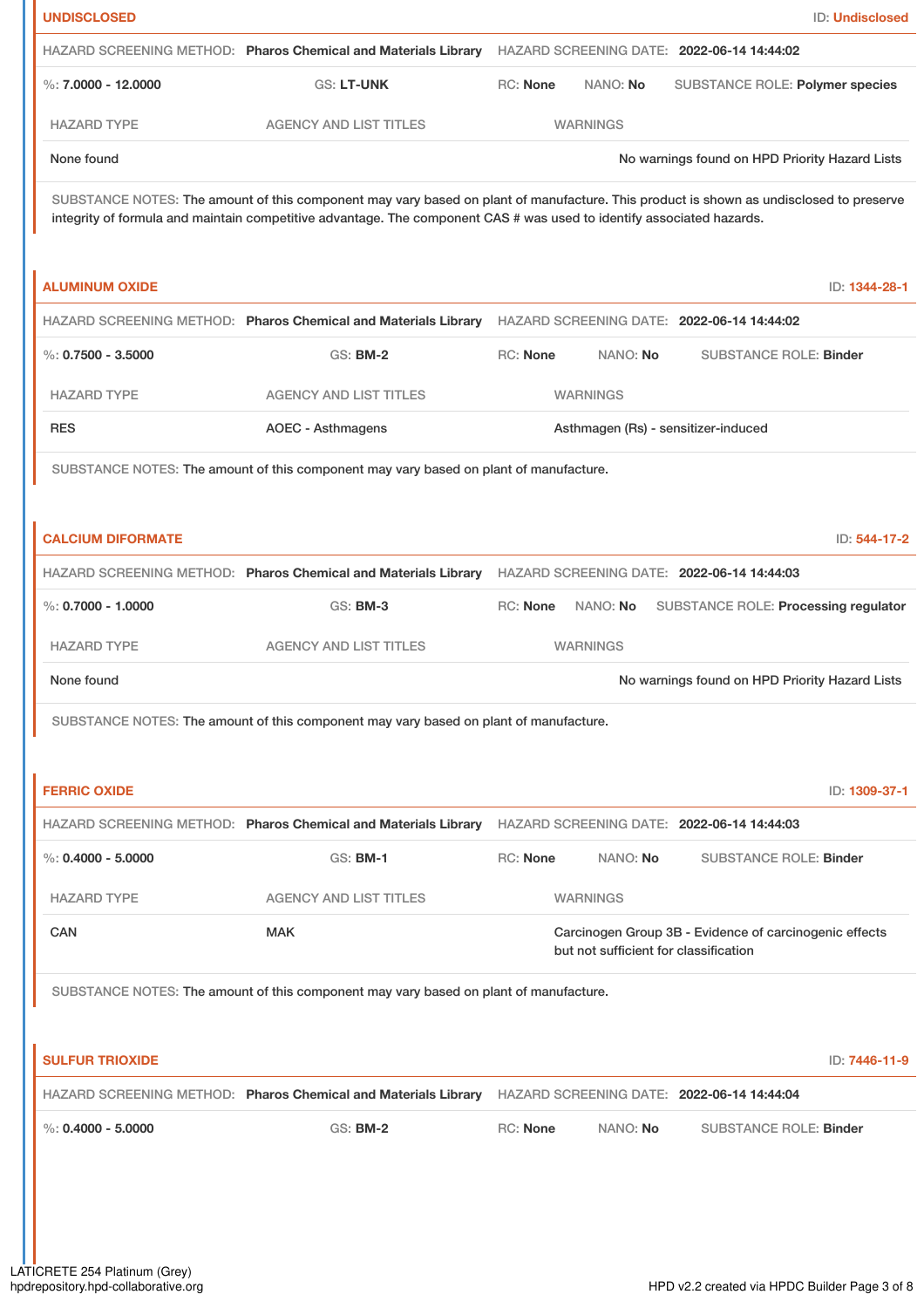## UNDISCLOSED

ID: Undisclosed

HAZARD SCREENING METHOD: **Pharos Chemical and Materials Library** HAZARD SCREENING DATE: **2022-06-14 14:44:02**

%: **7.0000 - 12.0000** GS: **LT-UNK** RC: **None** NANO: **No** SUBSTANCE ROLE: **Polymer species**

| HAZARD TYPE | AGENCY AND LIST TITLES | WARNINGS |
| --- | --- | --- |
| None found | | No warnings found on HPD Priority Hazard Lists |

SUBSTANCE NOTES: The amount of this component may vary based on plant of manufacture. This product is shown as undisclosed to preserve integrity of formula and maintain competitive advantage. The component CAS # was used to identify associated hazards.

## ALUMINUM OXIDE

ID: 1344-28-1

HAZARD SCREENING METHOD: **Pharos Chemical and Materials Library** HAZARD SCREENING DATE: **2022-06-14 14:44:02**

%: **0.7500 - 3.5000** GS: **BM-2** RC: **None** NANO: **No** SUBSTANCE ROLE: **Binder**

| HAZARD TYPE | AGENCY AND LIST TITLES | WARNINGS |
| --- | --- | --- |
| RES | AOEC - Asthmagens | Asthmagen (Rs) - sensitizer-induced |

SUBSTANCE NOTES: The amount of this component may vary based on plant of manufacture.

## CALCIUM DIFORMATE

ID: 544-17-2

HAZARD SCREENING METHOD: **Pharos Chemical and Materials Library** HAZARD SCREENING DATE: **2022-06-14 14:44:03**

%: **0.7000 - 1.0000** GS: **BM-3** RC: **None** NANO: **No** SUBSTANCE ROLE: **Processing regulator**

| HAZARD TYPE | AGENCY AND LIST TITLES | WARNINGS |
| --- | --- | --- |
| None found | | No warnings found on HPD Priority Hazard Lists |

SUBSTANCE NOTES: The amount of this component may vary based on plant of manufacture.

## FERRIC OXIDE

ID: 1309-37-1

HAZARD SCREENING METHOD: **Pharos Chemical and Materials Library** HAZARD SCREENING DATE: **2022-06-14 14:44:03**

%: **0.4000 - 5.0000** GS: **BM-1** RC: **None** NANO: **No** SUBSTANCE ROLE: **Binder**

| HAZARD TYPE | AGENCY AND LIST TITLES | WARNINGS |
| --- | --- | --- |
| CAN | MAK | Carcinogen Group 3B - Evidence of carcinogenic effects but not sufficient for classification |

SUBSTANCE NOTES: The amount of this component may vary based on plant of manufacture.

## SULFUR TRIOXIDE

ID: 7446-11-9

HAZARD SCREENING METHOD: **Pharos Chemical and Materials Library** HAZARD SCREENING DATE: **2022-06-14 14:44:04**

%: **0.4000 - 5.0000** GS: **BM-2** RC: **None** NANO: **No** SUBSTANCE ROLE: **Binder**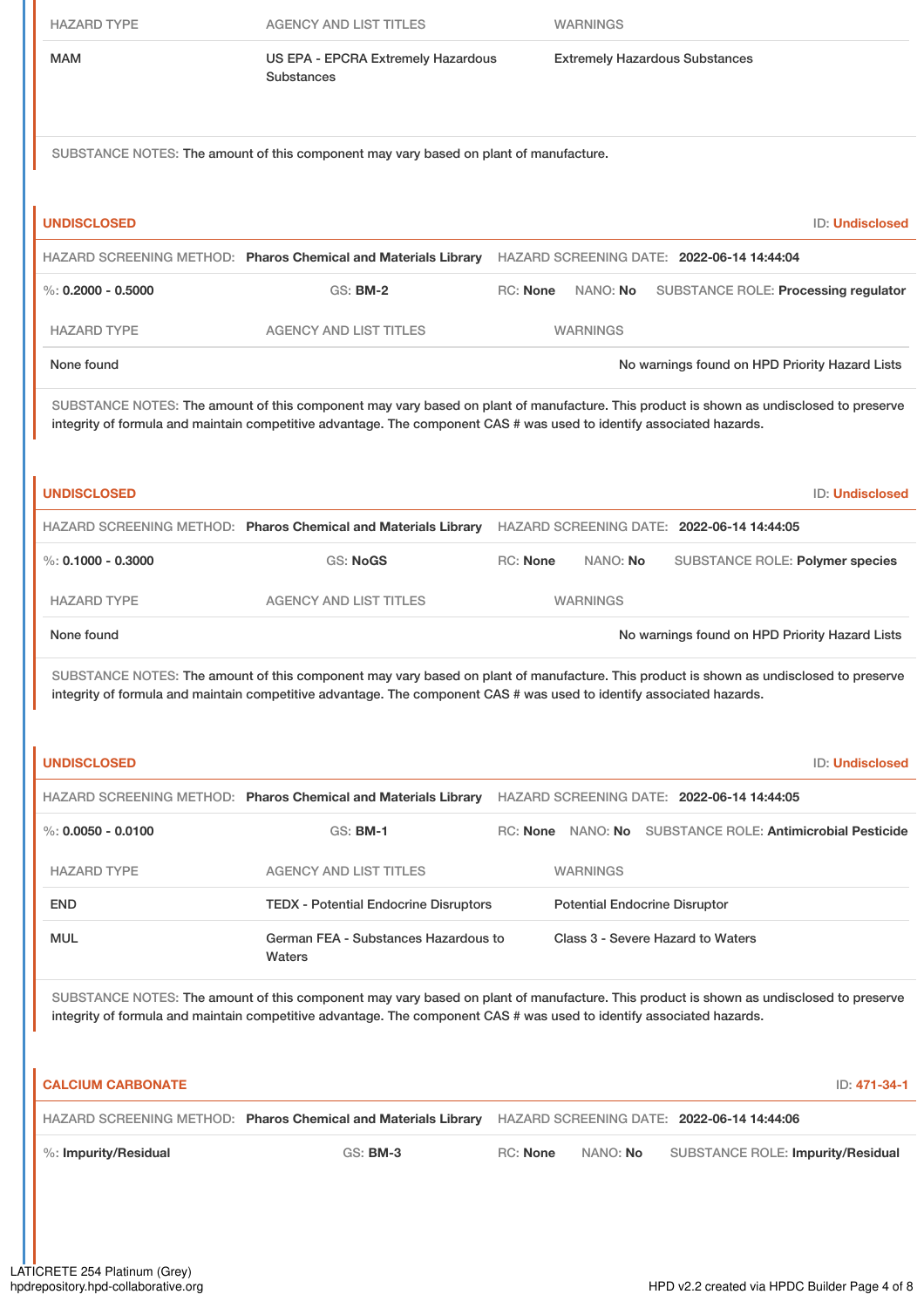| HAZARD TYPE | AGENCY AND LIST TITLES | WARNINGS |
|---|---|---|
| MAM | US EPA - EPCRA Extremely Hazardous Substances | Extremely Hazardous Substances |

SUBSTANCE NOTES: The amount of this component may vary based on plant of manufacture.

## UNDISCLOSED

ID: **Undisclosed**

HAZARD SCREENING METHOD: **Pharos Chemical and Materials Library** HAZARD SCREENING DATE: **2022-06-14 14:44:04**

%: **0.2000 - 0.5000** GS: **BM-2** RC: **None** NANO: **No** SUBSTANCE ROLE: **Processing regulator**

| HAZARD TYPE | AGENCY AND LIST TITLES | WARNINGS |
|---|---|---|
| None found | | No warnings found on HPD Priority Hazard Lists |

SUBSTANCE NOTES: The amount of this component may vary based on plant of manufacture. This product is shown as undisclosed to preserve integrity of formula and maintain competitive advantage. The component CAS # was used to identify associated hazards.

## UNDISCLOSED

ID: **Undisclosed**

HAZARD SCREENING METHOD: **Pharos Chemical and Materials Library** HAZARD SCREENING DATE: **2022-06-14 14:44:05**

%: **0.1000 - 0.3000** GS: **NoGS** RC: **None** NANO: **No** SUBSTANCE ROLE: **Polymer species**

| HAZARD TYPE | AGENCY AND LIST TITLES | WARNINGS |
|---|---|---|
| None found | | No warnings found on HPD Priority Hazard Lists |

SUBSTANCE NOTES: The amount of this component may vary based on plant of manufacture. This product is shown as undisclosed to preserve integrity of formula and maintain competitive advantage. The component CAS # was used to identify associated hazards.

## UNDISCLOSED

ID: **Undisclosed**

HAZARD SCREENING METHOD: **Pharos Chemical and Materials Library** HAZARD SCREENING DATE: **2022-06-14 14:44:05**

%: **0.0050 - 0.0100** GS: **BM-1** RC: **None** NANO: **No** SUBSTANCE ROLE: **Antimicrobial Pesticide**

| HAZARD TYPE | AGENCY AND LIST TITLES | WARNINGS |
|---|---|---|
| END | TEDX - Potential Endocrine Disruptors | Potential Endocrine Disruptor |
| MUL | German FEA - Substances Hazardous to Waters | Class 3 - Severe Hazard to Waters |

SUBSTANCE NOTES: The amount of this component may vary based on plant of manufacture. This product is shown as undisclosed to preserve integrity of formula and maintain competitive advantage. The component CAS # was used to identify associated hazards.

## CALCIUM CARBONATE

ID: **471-34-1**

HAZARD SCREENING METHOD: **Pharos Chemical and Materials Library** HAZARD SCREENING DATE: **2022-06-14 14:44:06**

%: **Impurity/Residual** GS: **BM-3** RC: **None** NANO: **No** SUBSTANCE ROLE: **Impurity/Residual**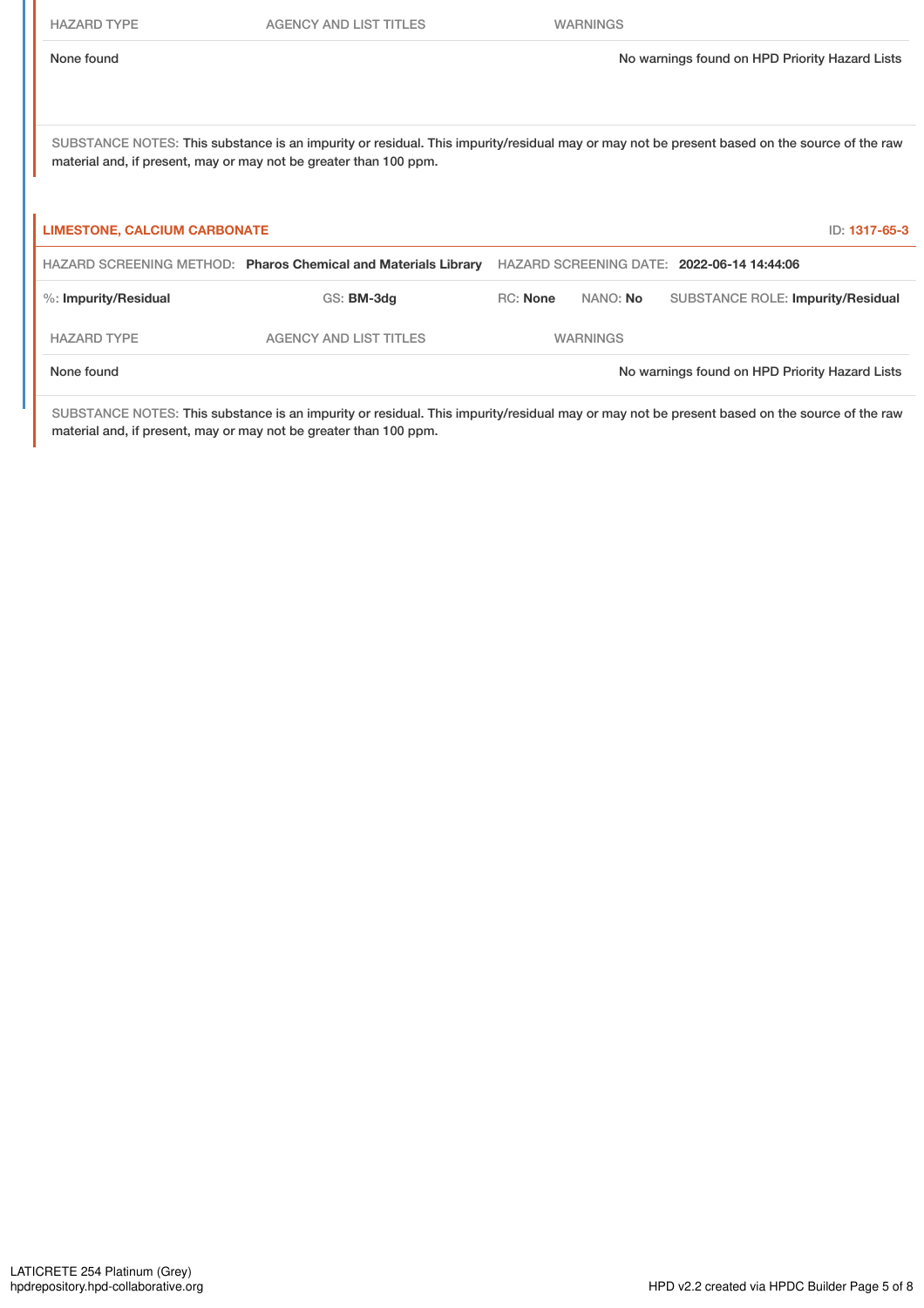| HAZARD TYPE | AGENCY AND LIST TITLES | WARNINGS |
|---|---|---|
| None found | | No warnings found on HPD Priority Hazard Lists |

SUBSTANCE NOTES: This substance is an impurity or residual. This impurity/residual may or may not be present based on the source of the raw material and, if present, may or may not be greater than 100 ppm.

**LIMESTONE, CALCIUM CARBONATE** ID: 1317-65-3

HAZARD SCREENING METHOD: **Pharos Chemical and Materials Library** HAZARD SCREENING DATE: **2022-06-14 14:44:06**

%: **Impurity/Residual** GS: **BM-3dg** RC: **None** NANO: **No** SUBSTANCE ROLE: **Impurity/Residual**

| HAZARD TYPE | AGENCY AND LIST TITLES | WARNINGS |
|---|---|---|
| None found | | No warnings found on HPD Priority Hazard Lists |

SUBSTANCE NOTES: This substance is an impurity or residual. This impurity/residual may or may not be present based on the source of the raw material and, if present, may or may not be greater than 100 ppm.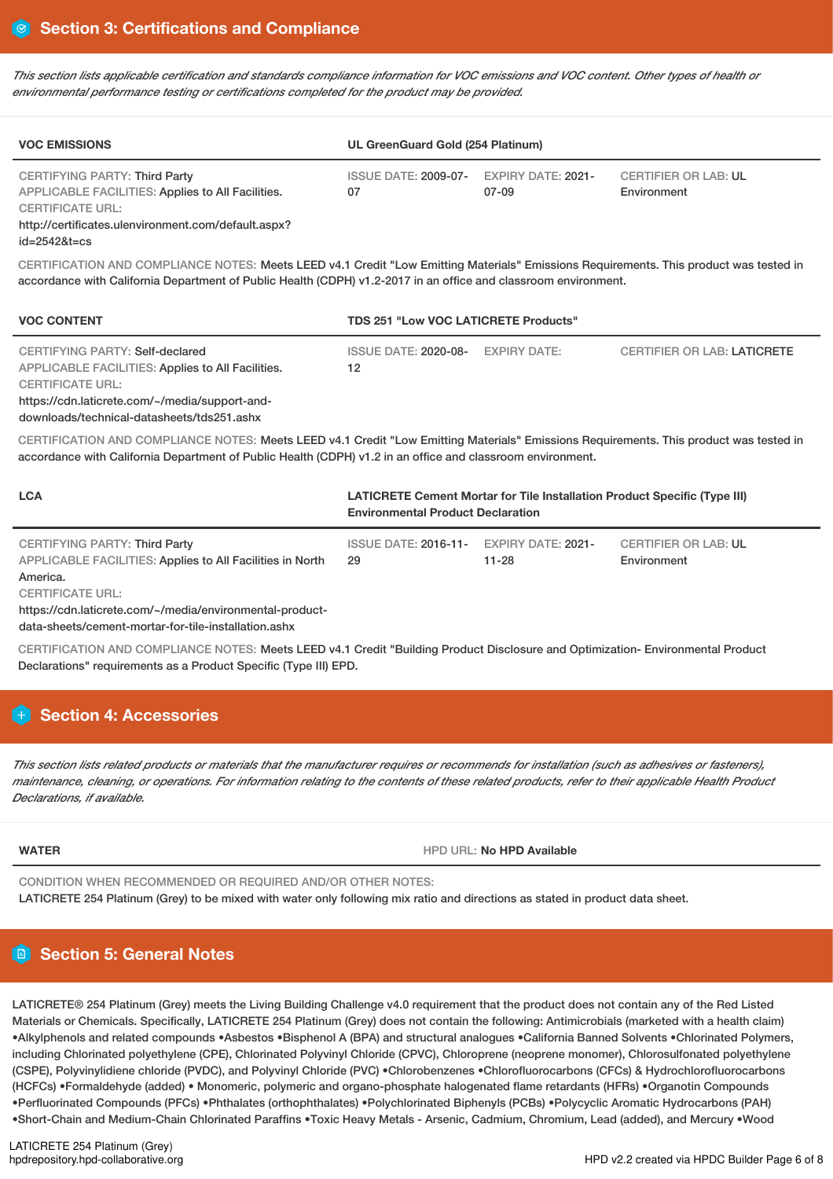## Section 3: Certifications and Compliance

*This section lists applicable certification and standards compliance information for VOC emissions and VOC content. Other types of health or environmental performance testing or certifications completed for the product may be provided.*

| VOC EMISSIONS | UL GreenGuard Gold (254 Platinum) | | |
|---|---|---|---|
| CERTIFYING PARTY: Third Party<br>APPLICABLE FACILITIES: Applies to All Facilities.<br>CERTIFICATE URL:<br>http://certificates.ulenvironment.com/default.aspx?id=2542&t=cs | ISSUE DATE: 2009-07-07 | EXPIRY DATE: 2021-07-09 | CERTIFIER OR LAB: UL Environment |

CERTIFICATION AND COMPLIANCE NOTES: Meets LEED v4.1 Credit "Low Emitting Materials" Emissions Requirements. This product was tested in accordance with California Department of Public Health (CDPH) v1.2-2017 in an office and classroom environment.

| VOC CONTENT | TDS 251 "Low VOC LATICRETE Products" | | |
|---|---|---|---|
| CERTIFYING PARTY: Self-declared<br>APPLICABLE FACILITIES: Applies to All Facilities.<br>CERTIFICATE URL:<br>https://cdn.laticrete.com/~/media/support-and-downloads/technical-datasheets/tds251.ashx | ISSUE DATE: 2020-08-12 | EXPIRY DATE: | CERTIFIER OR LAB: LATICRETE |

CERTIFICATION AND COMPLIANCE NOTES: Meets LEED v4.1 Credit "Low Emitting Materials" Emissions Requirements. This product was tested in accordance with California Department of Public Health (CDPH) v1.2 in an office and classroom environment.

| LCA | LATICRETE Cement Mortar for Tile Installation Product Specific (Type III) Environmental Product Declaration | | |
|---|---|---|---|
| CERTIFYING PARTY: Third Party<br>APPLICABLE FACILITIES: Applies to All Facilities in North America.<br>CERTIFICATE URL:<br>https://cdn.laticrete.com/~/media/environmental-product-data-sheets/cement-mortar-for-tile-installation.ashx | ISSUE DATE: 2016-11-29 | EXPIRY DATE: 2021-11-28 | CERTIFIER OR LAB: UL Environment |

CERTIFICATION AND COMPLIANCE NOTES: Meets LEED v4.1 Credit "Building Product Disclosure and Optimization- Environmental Product Declarations" requirements as a Product Specific (Type III) EPD.

## Section 4: Accessories

*This section lists related products or materials that the manufacturer requires or recommends for installation (such as adhesives or fasteners), maintenance, cleaning, or operations. For information relating to the contents of these related products, refer to their applicable Health Product Declarations, if available.*

| WATER | HPD URL: No HPD Available |
|---|---|

CONDITION WHEN RECOMMENDED OR REQUIRED AND/OR OTHER NOTES:
LATICRETE 254 Platinum (Grey) to be mixed with water only following mix ratio and directions as stated in product data sheet.

## Section 5: General Notes

LATICRETE® 254 Platinum (Grey) meets the Living Building Challenge v4.0 requirement that the product does not contain any of the Red Listed Materials or Chemicals. Specifically, LATICRETE 254 Platinum (Grey) does not contain the following: Antimicrobials (marketed with a health claim) •Alkylphenols and related compounds •Asbestos •Bisphenol A (BPA) and structural analogues •California Banned Solvents •Chlorinated Polymers, including Chlorinated polyethylene (CPE), Chlorinated Polyvinyl Chloride (CPVC), Chloroprene (neoprene monomer), Chlorosulfonated polyethylene (CSPE), Polyvinylidiene chloride (PVDC), and Polyvinyl Chloride (PVC) •Chlorobenzenes •Chlorofluorocarbons (CFCs) & Hydrochlorofluorocarbons (HCFCs) •Formaldehyde (added) • Monomeric, polymeric and organo-phosphate halogenated flame retardants (HFRs) •Organotin Compounds •Perfluorinated Compounds (PFCs) •Phthalates (orthophthalates) •Polychlorinated Biphenyls (PCBs) •Polycyclic Aromatic Hydrocarbons (PAH) •Short-Chain and Medium-Chain Chlorinated Paraffins •Toxic Heavy Metals - Arsenic, Cadmium, Chromium, Lead (added), and Mercury •Wood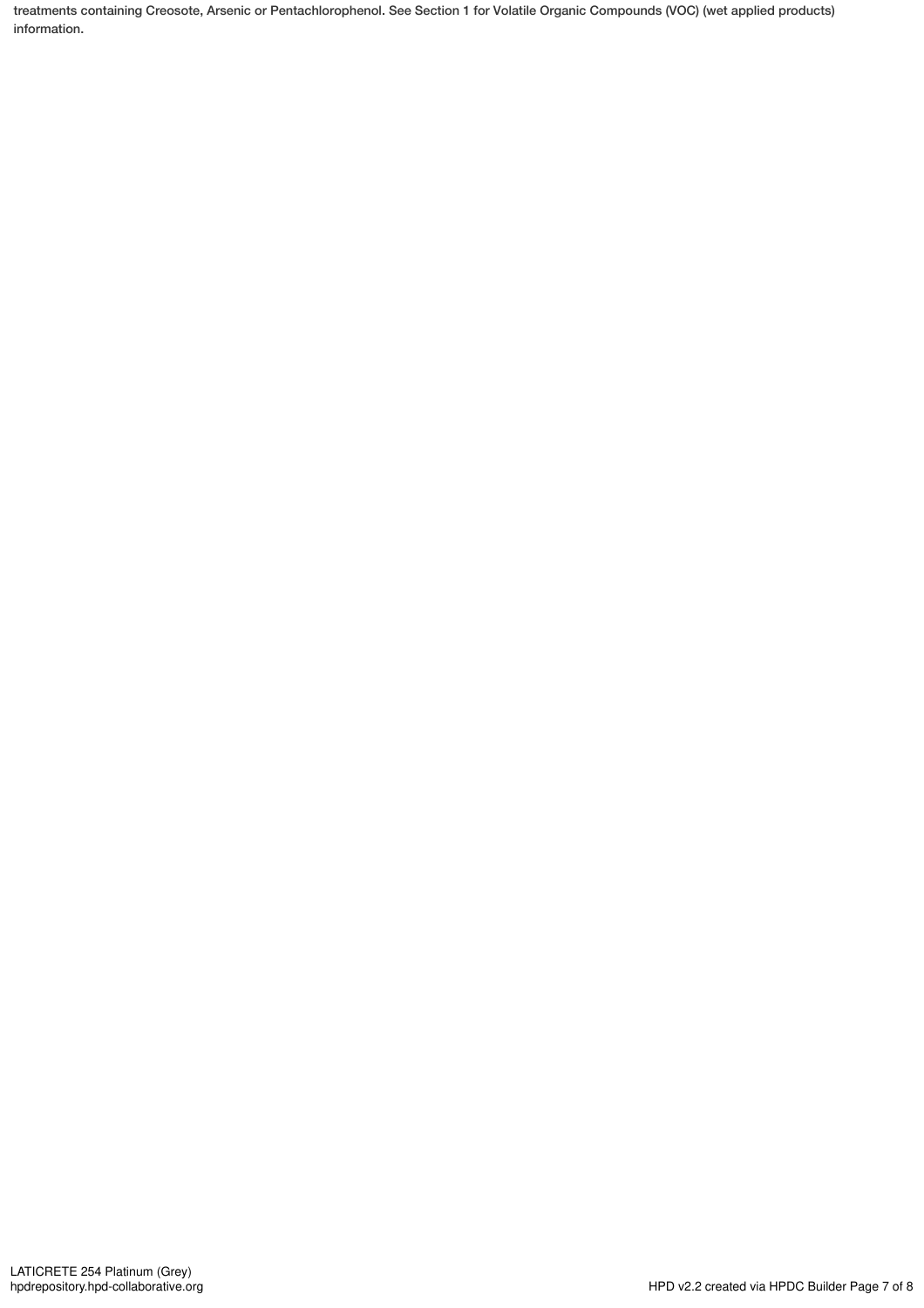treatments containing Creosote, Arsenic or Pentachlorophenol. See Section 1 for Volatile Organic Compounds (VOC) (wet applied products) information.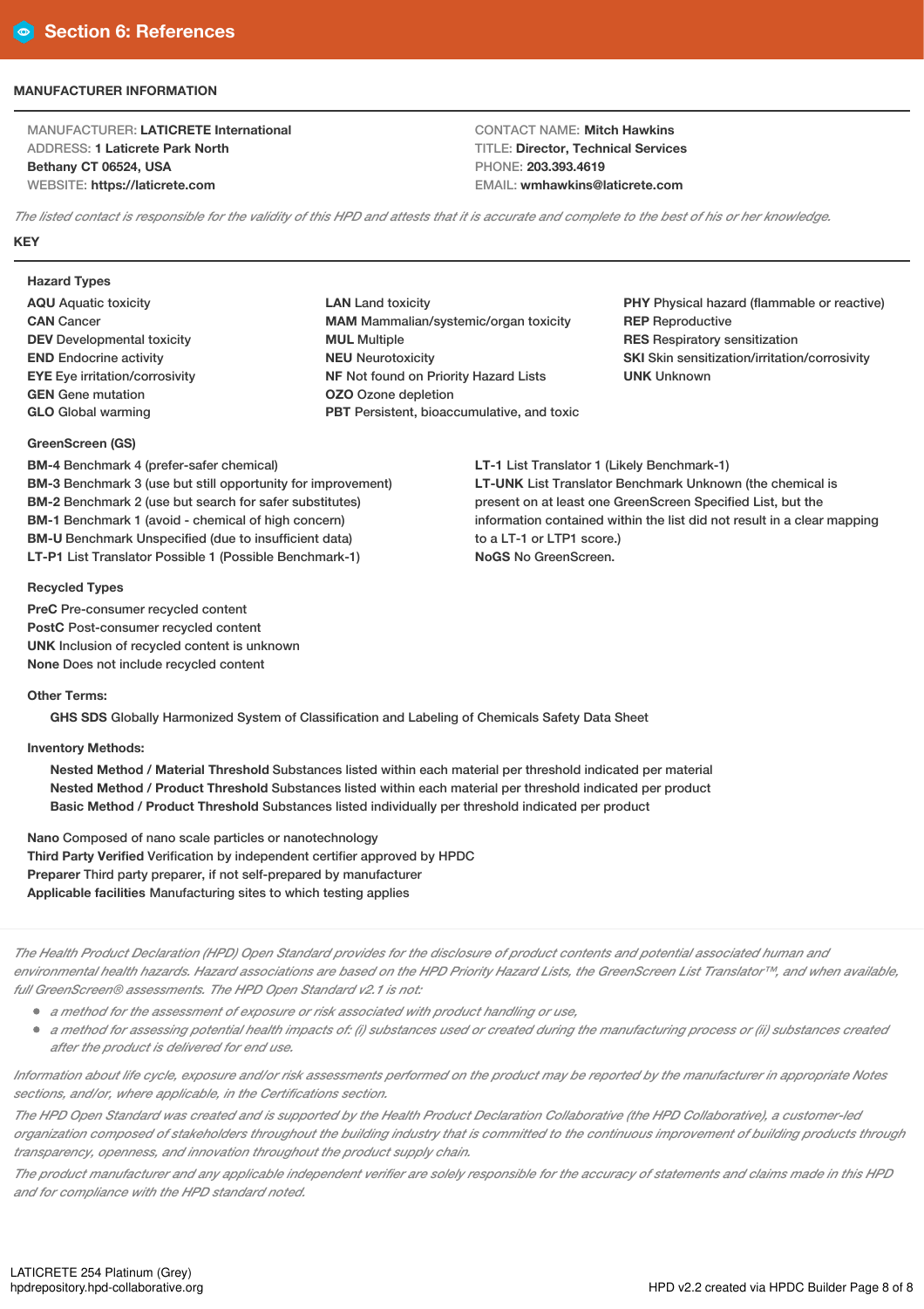## Section 6: References

### MANUFACTURER INFORMATION

MANUFACTURER: **LATICRETE International**
ADDRESS: **1 Laticrete Park North**
**Bethany CT 06524, USA**
WEBSITE: **https://laticrete.com**

CONTACT NAME: **Mitch Hawkins**
TITLE: **Director, Technical Services**
PHONE: **203.393.4619**
EMAIL: **wmhawkins@laticrete.com**

*The listed contact is responsible for the validity of this HPD and attests that it is accurate and complete to the best of his or her knowledge.*

### KEY

**Hazard Types**

**AQU** Aquatic toxicity
**CAN** Cancer
**DEV** Developmental toxicity
**END** Endocrine activity
**EYE** Eye irritation/corrosivity
**GEN** Gene mutation
**GLO** Global warming
**LAN** Land toxicity
**MAM** Mammalian/systemic/organ toxicity
**MUL** Multiple
**NEU** Neurotoxicity
**NF** Not found on Priority Hazard Lists
**OZO** Ozone depletion
**PBT** Persistent, bioaccumulative, and toxic
**PHY** Physical hazard (flammable or reactive)
**REP** Reproductive
**RES** Respiratory sensitization
**SKI** Skin sensitization/irritation/corrosivity
**UNK** Unknown

**GreenScreen (GS)**

**BM-4** Benchmark 4 (prefer-safer chemical)
**BM-3** Benchmark 3 (use but still opportunity for improvement)
**BM-2** Benchmark 2 (use but search for safer substitutes)
**BM-1** Benchmark 1 (avoid - chemical of high concern)
**BM-U** Benchmark Unspecified (due to insufficient data)
**LT-P1** List Translator Possible 1 (Possible Benchmark-1)
**LT-1** List Translator 1 (Likely Benchmark-1)
**LT-UNK** List Translator Benchmark Unknown (the chemical is present on at least one GreenScreen Specified List, but the information contained within the list did not result in a clear mapping to a LT-1 or LTP1 score.)
**NoGS** No GreenScreen.

**Recycled Types**

**PreC** Pre-consumer recycled content
**PostC** Post-consumer recycled content
**UNK** Inclusion of recycled content is unknown
**None** Does not include recycled content

**Other Terms:**

**GHS SDS** Globally Harmonized System of Classification and Labeling of Chemicals Safety Data Sheet

**Inventory Methods:**

**Nested Method / Material Threshold** Substances listed within each material per threshold indicated per material
**Nested Method / Product Threshold** Substances listed within each material per threshold indicated per product
**Basic Method / Product Threshold** Substances listed individually per threshold indicated per product

**Nano** Composed of nano scale particles or nanotechnology
**Third Party Verified** Verification by independent certifier approved by HPDC
**Preparer** Third party preparer, if not self-prepared by manufacturer
**Applicable facilities** Manufacturing sites to which testing applies

*The Health Product Declaration (HPD) Open Standard provides for the disclosure of product contents and potential associated human and environmental health hazards. Hazard associations are based on the HPD Priority Hazard Lists, the GreenScreen List Translator™, and when available, full GreenScreen® assessments. The HPD Open Standard v2.1 is not:*

- *a method for the assessment of exposure or risk associated with product handling or use,*
- *a method for assessing potential health impacts of: (i) substances used or created during the manufacturing process or (ii) substances created after the product is delivered for end use.*

*Information about life cycle, exposure and/or risk assessments performed on the product may be reported by the manufacturer in appropriate Notes sections, and/or, where applicable, in the Certifications section.*

*The HPD Open Standard was created and is supported by the Health Product Declaration Collaborative (the HPD Collaborative), a customer-led organization composed of stakeholders throughout the building industry that is committed to the continuous improvement of building products through transparency, openness, and innovation throughout the product supply chain.*

*The product manufacturer and any applicable independent verifier are solely responsible for the accuracy of statements and claims made in this HPD and for compliance with the HPD standard noted.*